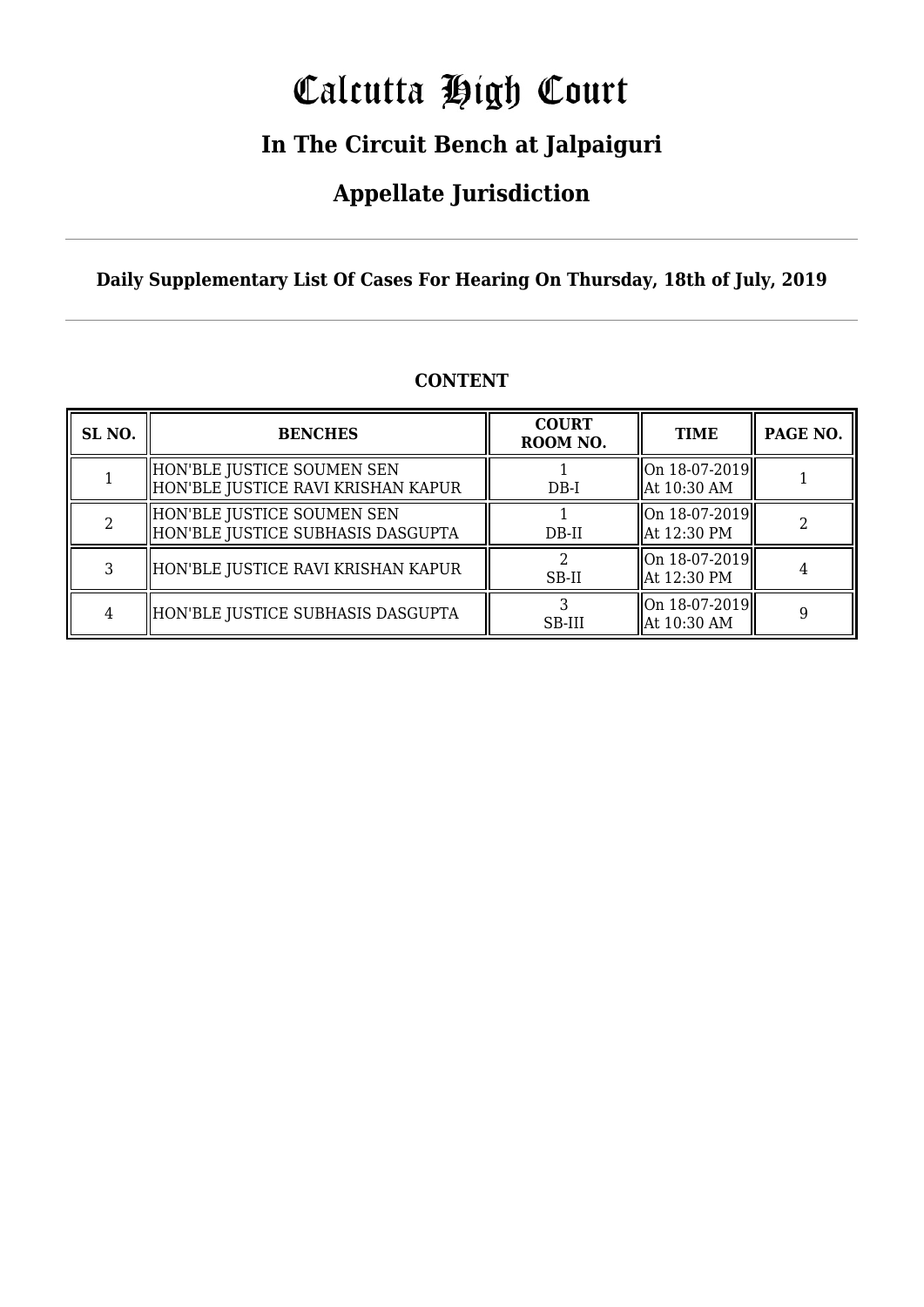# Calcutta High Court

## In The Circuit Bench at Jalpaiguri

## Appellate Jurisdiction

**Daily Supplementary List Of Cases For Hearing On Thursday, 18th of July, 2019**

### CONTENT

| SL NO. | BENCHES | COURT ROOM NO. | TIME | PAGE NO. |
|---|---|---|---|---|
| 1 | HON'BLE JUSTICE SOUMEN SEN<br>HON'BLE JUSTICE RAVI KRISHAN KAPUR | 1<br>DB-I | On 18-07-2019<br>At 10:30 AM | 1 |
| 2 | HON'BLE JUSTICE SOUMEN SEN<br>HON'BLE JUSTICE SUBHASIS DASGUPTA | 1<br>DB-II | On 18-07-2019<br>At 12:30 PM | 2 |
| 3 | HON'BLE JUSTICE RAVI KRISHAN KAPUR | 2<br>SB-II | On 18-07-2019<br>At 12:30 PM | 4 |
| 4 | HON'BLE JUSTICE SUBHASIS DASGUPTA | 3<br>SB-III | On 18-07-2019<br>At 10:30 AM | 9 |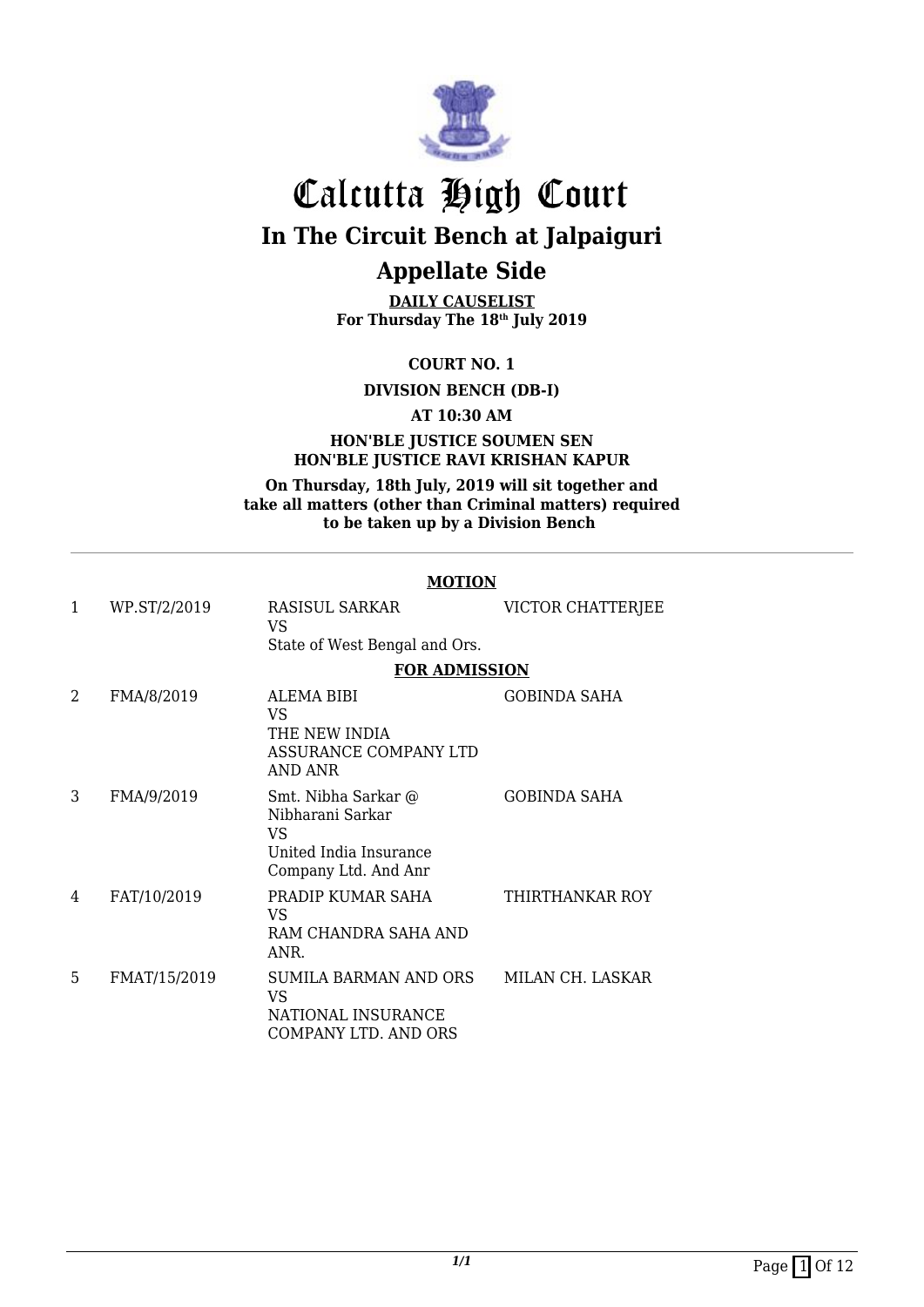# Calcutta High Court

## In The Circuit Bench at Jalpaiguri

## Appellate Side

**DAILY CAUSELIST**
**For Thursday The 18th July 2019**

**COURT NO. 1**

**DIVISION BENCH (DB-I)**

**AT 10:30 AM**

**HON'BLE JUSTICE SOUMEN SEN**
**HON'BLE JUSTICE RAVI KRISHAN KAPUR**

**On Thursday, 18th July, 2019 will sit together and take all matters (other than Criminal matters) required to be taken up by a Division Bench**

---

**MOTION**

| | | | |
|---|---|---|---|
| 1 | WP.ST/2/2019 | RASISUL SARKAR VS State of West Bengal and Ors. | VICTOR CHATTERJEE |

**FOR ADMISSION**

| | | | |
|---|---|---|---|
| 2 | FMA/8/2019 | ALEMA BIBI VS THE NEW INDIA ASSURANCE COMPANY LTD AND ANR | GOBINDA SAHA |
| 3 | FMA/9/2019 | Smt. Nibha Sarkar @ Nibharani Sarkar VS United India Insurance Company Ltd. And Anr | GOBINDA SAHA |
| 4 | FAT/10/2019 | PRADIP KUMAR SAHA VS RAM CHANDRA SAHA AND ANR. | THIRTHANKAR ROY |
| 5 | FMAT/15/2019 | SUMILA BARMAN AND ORS VS NATIONAL INSURANCE COMPANY LTD. AND ORS | MILAN CH. LASKAR |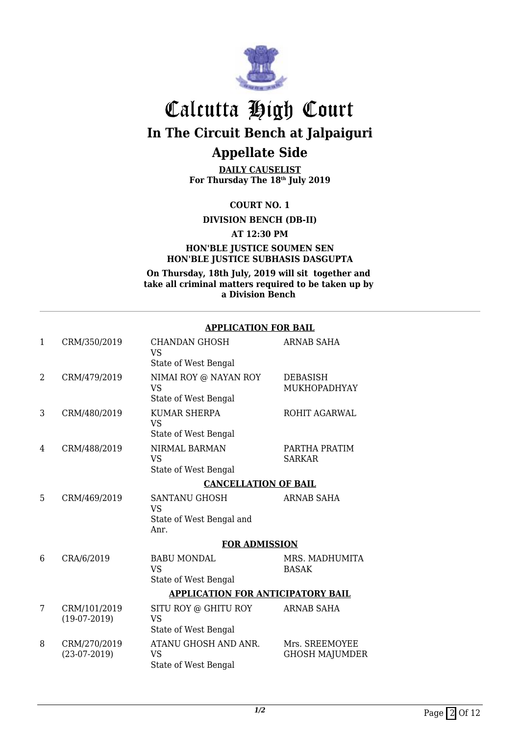# Calcutta High Court

## In The Circuit Bench at Jalpaiguri

## Appellate Side

**DAILY CAUSELIST**
**For Thursday The 18th July 2019**

**COURT NO. 1**

**DIVISION BENCH (DB-II)**

**AT 12:30 PM**

**HON'BLE JUSTICE SOUMEN SEN**
**HON'BLE JUSTICE SUBHASIS DASGUPTA**

**On Thursday, 18th July, 2019 will sit together and take all criminal matters required to be taken up by a Division Bench**

---

**APPLICATION FOR BAIL**

| | | | |
|---|---|---|---|
| 1 | CRM/350/2019 | CHANDAN GHOSH VS State of West Bengal | ARNAB SAHA |
| 2 | CRM/479/2019 | NIMAI ROY @ NAYAN ROY VS State of West Bengal | DEBASISH MUKHOPADHYAY |
| 3 | CRM/480/2019 | KUMAR SHERPA VS State of West Bengal | ROHIT AGARWAL |
| 4 | CRM/488/2019 | NIRMAL BARMAN VS State of West Bengal | PARTHA PRATIM SARKAR |

**CANCELLATION OF BAIL**

| | | | |
|---|---|---|---|
| 5 | CRM/469/2019 | SANTANU GHOSH VS State of West Bengal and Anr. | ARNAB SAHA |

**FOR ADMISSION**

| | | | |
|---|---|---|---|
| 6 | CRA/6/2019 | BABU MONDAL VS State of West Bengal | MRS. MADHUMITA BASAK |

**APPLICATION FOR ANTICIPATORY BAIL**

| | | | |
|---|---|---|---|
| 7 | CRM/101/2019 (19-07-2019) | SITU ROY @ GHITU ROY VS State of West Bengal | ARNAB SAHA |
| 8 | CRM/270/2019 (23-07-2019) | ATANU GHOSH AND ANR. VS State of West Bengal | Mrs. SREEMOYEE GHOSH MAJUMDER |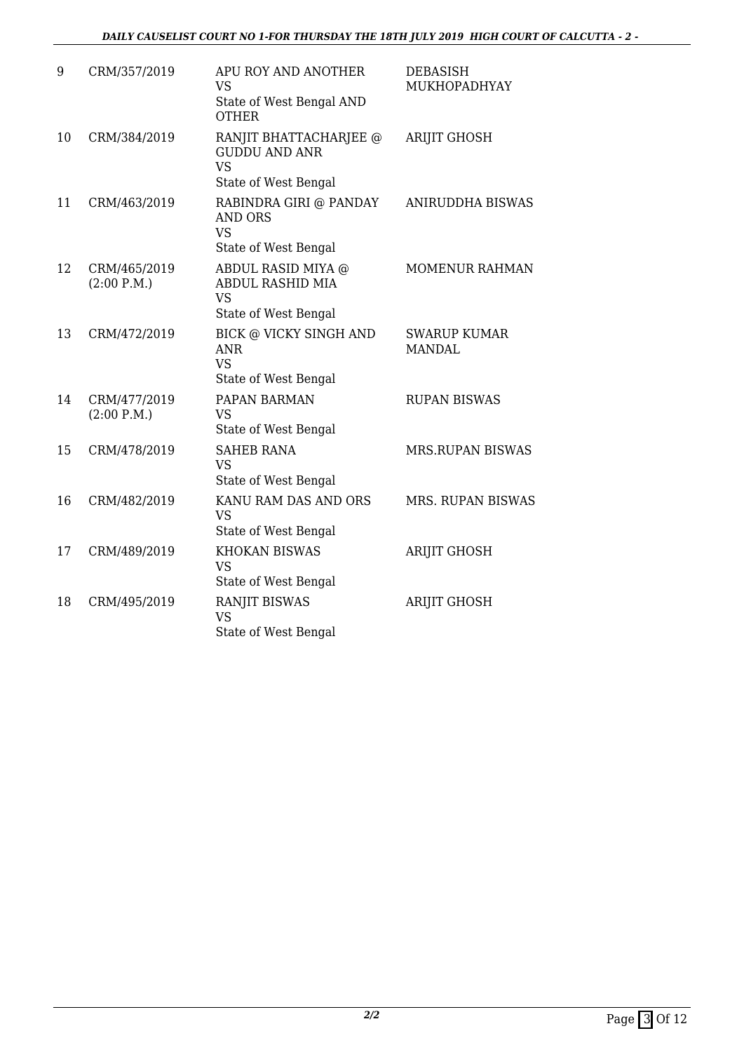| | | | |
|---|---|---|---|
| 9 | CRM/357/2019 | APU ROY AND ANOTHER<br>VS<br>State of West Bengal AND OTHER | DEBASISH MUKHOPADHYAY |
| 10 | CRM/384/2019 | RANJIT BHATTACHARJEE @ GUDDU AND ANR<br>VS<br>State of West Bengal | ARIJIT GHOSH |
| 11 | CRM/463/2019 | RABINDRA GIRI @ PANDAY AND ORS<br>VS<br>State of West Bengal | ANIRUDDHA BISWAS |
| 12 | CRM/465/2019<br>(2:00 P.M.) | ABDUL RASID MIYA @ ABDUL RASHID MIA<br>VS<br>State of West Bengal | MOMENUR RAHMAN |
| 13 | CRM/472/2019 | BICK @ VICKY SINGH AND ANR<br>VS<br>State of West Bengal | SWARUP KUMAR MANDAL |
| 14 | CRM/477/2019<br>(2:00 P.M.) | PAPAN BARMAN<br>VS<br>State of West Bengal | RUPAN BISWAS |
| 15 | CRM/478/2019 | SAHEB RANA<br>VS<br>State of West Bengal | MRS.RUPAN BISWAS |
| 16 | CRM/482/2019 | KANU RAM DAS AND ORS<br>VS<br>State of West Bengal | MRS. RUPAN BISWAS |
| 17 | CRM/489/2019 | KHOKAN BISWAS<br>VS<br>State of West Bengal | ARIJIT GHOSH |
| 18 | CRM/495/2019 | RANJIT BISWAS<br>VS<br>State of West Bengal | ARIJIT GHOSH |

*2/2*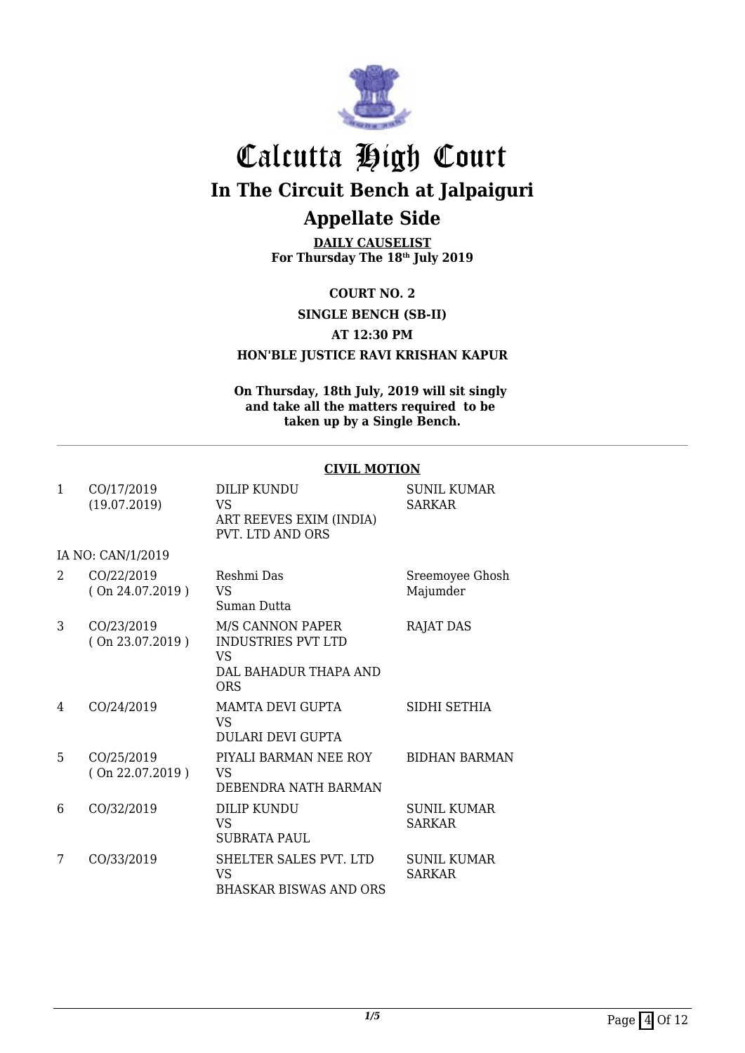# Calcutta High Court

## In The Circuit Bench at Jalpaiguri

## Appellate Side

**DAILY CAUSELIST**
**For Thursday The 18th July 2019**

**COURT NO. 2**

**SINGLE BENCH (SB-II)**

**AT 12:30 PM**

**HON'BLE JUSTICE RAVI KRISHAN KAPUR**

**On Thursday, 18th July, 2019 will sit singly and take all the matters required to be taken up by a Single Bench.**

**CIVIL MOTION**

| | | | |
|---|---|---|---|
| 1 | CO/17/2019 (19.07.2019) | DILIP KUNDU VS ART REEVES EXIM (INDIA) PVT. LTD AND ORS | SUNIL KUMAR SARKAR |
| | IA NO: CAN/1/2019 | | |
| 2 | CO/22/2019 ( On 24.07.2019 ) | Reshmi Das VS Suman Dutta | Sreemoyee Ghosh Majumder |
| 3 | CO/23/2019 ( On 23.07.2019 ) | M/S CANNON PAPER INDUSTRIES PVT LTD VS DAL BAHADUR THAPA AND ORS | RAJAT DAS |
| 4 | CO/24/2019 | MAMTA DEVI GUPTA VS DULARI DEVI GUPTA | SIDHI SETHIA |
| 5 | CO/25/2019 ( On 22.07.2019 ) | PIYALI BARMAN NEE ROY VS DEBENDRA NATH BARMAN | BIDHAN BARMAN |
| 6 | CO/32/2019 | DILIP KUNDU VS SUBRATA PAUL | SUNIL KUMAR SARKAR |
| 7 | CO/33/2019 | SHELTER SALES PVT. LTD VS BHASKAR BISWAS AND ORS | SUNIL KUMAR SARKAR |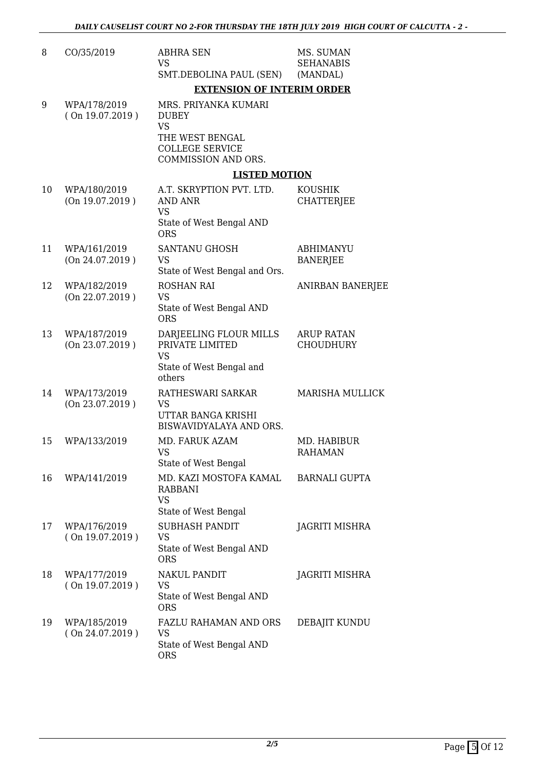| | | | |
|---|---|---|---|
| 8 | CO/35/2019 | ABHRA SEN<br>VS<br>SMT.DEBOLINA PAUL (SEN) | MS. SUMAN SEHANABIS (MANDAL) |

**EXTENSION OF INTERIM ORDER**

| | | | |
|---|---|---|---|
| 9 | WPA/178/2019<br>( On 19.07.2019 ) | MRS. PRIYANKA KUMARI DUBEY<br>VS<br>THE WEST BENGAL COLLEGE SERVICE COMMISSION AND ORS. | |

**LISTED MOTION**

| | | | |
|---|---|---|---|
| 10 | WPA/180/2019<br>(On 19.07.2019 ) | A.T. SKRYPTION PVT. LTD. AND ANR<br>VS<br>State of West Bengal AND ORS | KOUSHIK CHATTERJEE |
| 11 | WPA/161/2019<br>(On 24.07.2019 ) | SANTANU GHOSH<br>VS<br>State of West Bengal and Ors. | ABHIMANYU BANERJEE |
| 12 | WPA/182/2019<br>(On 22.07.2019 ) | ROSHAN RAI<br>VS<br>State of West Bengal AND ORS | ANIRBAN BANERJEE |
| 13 | WPA/187/2019<br>(On 23.07.2019 ) | DARJEELING FLOUR MILLS PRIVATE LIMITED<br>VS<br>State of West Bengal and others | ARUP RATAN CHOUDHURY |
| 14 | WPA/173/2019<br>(On 23.07.2019 ) | RATHESWARI SARKAR<br>VS<br>UTTAR BANGA KRISHI BISWAVIDYALAYA AND ORS. | MARISHA MULLICK |
| 15 | WPA/133/2019 | MD. FARUK AZAM<br>VS<br>State of West Bengal | MD. HABIBUR RAHAMAN |
| 16 | WPA/141/2019 | MD. KAZI MOSTOFA KAMAL RABBANI<br>VS<br>State of West Bengal | BARNALI GUPTA |
| 17 | WPA/176/2019<br>( On 19.07.2019 ) | SUBHASH PANDIT<br>VS<br>State of West Bengal AND ORS | JAGRITI MISHRA |
| 18 | WPA/177/2019<br>( On 19.07.2019 ) | NAKUL PANDIT<br>VS<br>State of West Bengal AND ORS | JAGRITI MISHRA |
| 19 | WPA/185/2019<br>( On 24.07.2019 ) | FAZLU RAHAMAN AND ORS<br>VS<br>State of West Bengal AND ORS | DEBAJIT KUNDU |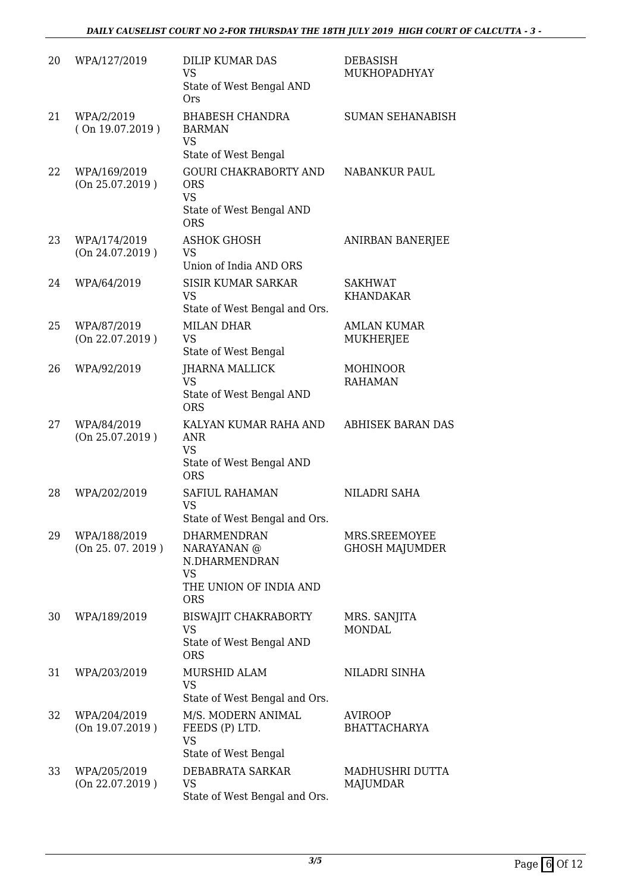| | | | |
|---|---|---|---|
| 20 | WPA/127/2019 | DILIP KUMAR DAS<br>VS<br>State of West Bengal AND Ors | DEBASISH MUKHOPADHYAY |
| 21 | WPA/2/2019<br>( On 19.07.2019 ) | BHABESH CHANDRA BARMAN<br>VS<br>State of West Bengal | SUMAN SEHANABISH |
| 22 | WPA/169/2019<br>(On 25.07.2019 ) | GOURI CHAKRABORTY AND ORS<br>VS<br>State of West Bengal AND ORS | NABANKUR PAUL |
| 23 | WPA/174/2019<br>(On 24.07.2019 ) | ASHOK GHOSH<br>VS<br>Union of India AND ORS | ANIRBAN BANERJEE |
| 24 | WPA/64/2019 | SISIR KUMAR SARKAR<br>VS<br>State of West Bengal and Ors. | SAKHWAT KHANDAKAR |
| 25 | WPA/87/2019<br>(On 22.07.2019 ) | MILAN DHAR<br>VS<br>State of West Bengal | AMLAN KUMAR MUKHERJEE |
| 26 | WPA/92/2019 | JHARNA MALLICK<br>VS<br>State of West Bengal AND ORS | MOHINOOR RAHAMAN |
| 27 | WPA/84/2019<br>(On 25.07.2019 ) | KALYAN KUMAR RAHA AND ANR<br>VS<br>State of West Bengal AND ORS | ABHISEK BARAN DAS |
| 28 | WPA/202/2019 | SAFIUL RAHAMAN<br>VS<br>State of West Bengal and Ors. | NILADRI SAHA |
| 29 | WPA/188/2019<br>(On 25. 07. 2019 ) | DHARMENDRAN NARAYANAN @ N.DHARMENDRAN<br>VS<br>THE UNION OF INDIA AND ORS | MRS.SREEMOYEE GHOSH MAJUMDER |
| 30 | WPA/189/2019 | BISWAJIT CHAKRABORTY<br>VS<br>State of West Bengal AND ORS | MRS. SANJITA MONDAL |
| 31 | WPA/203/2019 | MURSHID ALAM<br>VS<br>State of West Bengal and Ors. | NILADRI SINHA |
| 32 | WPA/204/2019<br>(On 19.07.2019 ) | M/S. MODERN ANIMAL FEEDS (P) LTD.<br>VS<br>State of West Bengal | AVIROOP BHATTACHARYA |
| 33 | WPA/205/2019<br>(On 22.07.2019 ) | DEBABRATA SARKAR<br>VS<br>State of West Bengal and Ors. | MADHUSHRI DUTTA MAJUMDAR |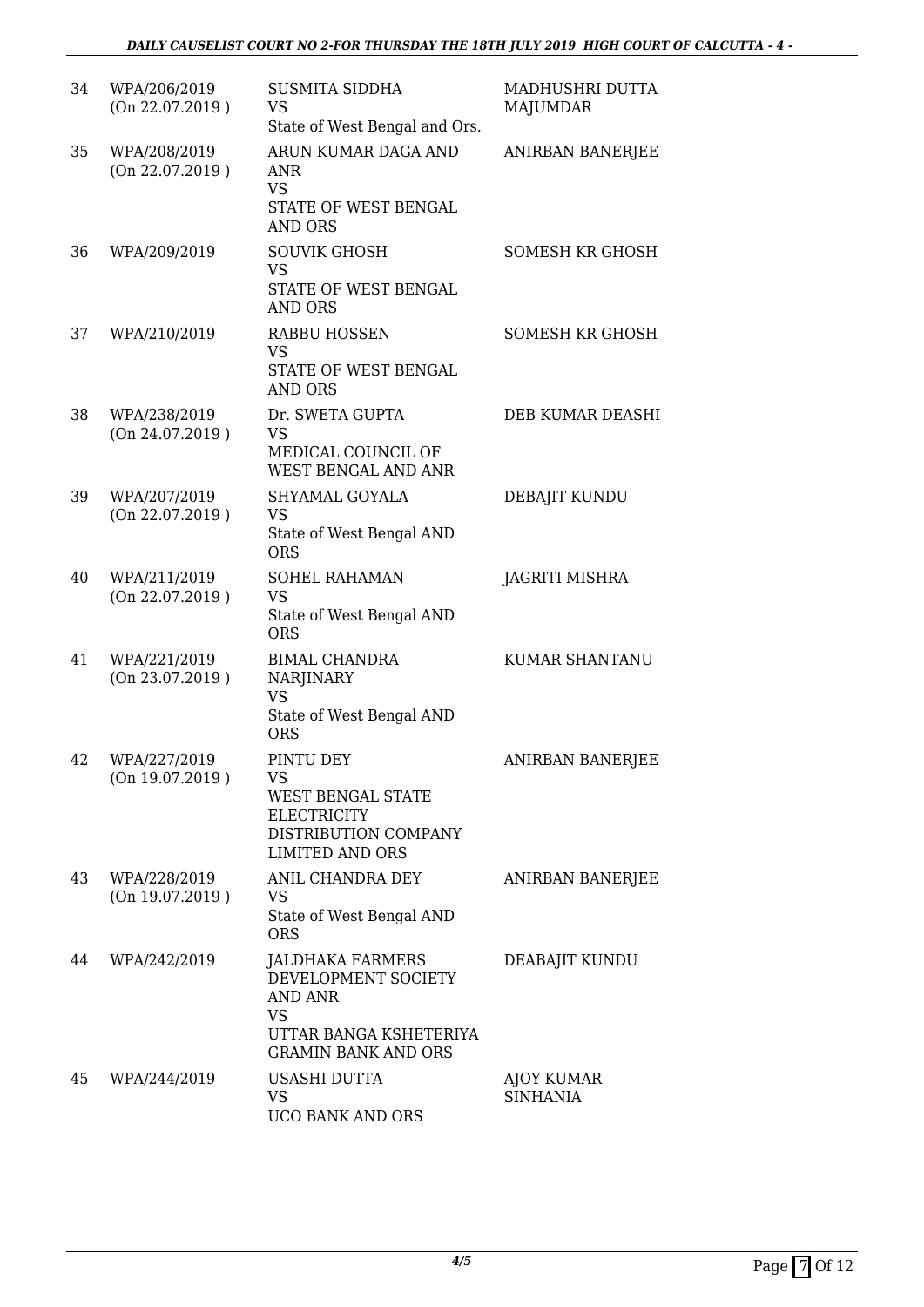| | | | |
|---|---|---|---|
| 34 | WPA/206/2019 (On 22.07.2019 ) | SUSMITA SIDDHA VS State of West Bengal and Ors. | MADHUSHRI DUTTA MAJUMDAR |
| 35 | WPA/208/2019 (On 22.07.2019 ) | ARUN KUMAR DAGA AND ANR VS STATE OF WEST BENGAL AND ORS | ANIRBAN BANERJEE |
| 36 | WPA/209/2019 | SOUVIK GHOSH VS STATE OF WEST BENGAL AND ORS | SOMESH KR GHOSH |
| 37 | WPA/210/2019 | RABBU HOSSEN VS STATE OF WEST BENGAL AND ORS | SOMESH KR GHOSH |
| 38 | WPA/238/2019 (On 24.07.2019 ) | Dr. SWETA GUPTA VS MEDICAL COUNCIL OF WEST BENGAL AND ANR | DEB KUMAR DEASHI |
| 39 | WPA/207/2019 (On 22.07.2019 ) | SHYAMAL GOYALA VS State of West Bengal AND ORS | DEBAJIT KUNDU |
| 40 | WPA/211/2019 (On 22.07.2019 ) | SOHEL RAHAMAN VS State of West Bengal AND ORS | JAGRITI MISHRA |
| 41 | WPA/221/2019 (On 23.07.2019 ) | BIMAL CHANDRA NARJINARY VS State of West Bengal AND ORS | KUMAR SHANTANU |
| 42 | WPA/227/2019 (On 19.07.2019 ) | PINTU DEY VS WEST BENGAL STATE ELECTRICITY DISTRIBUTION COMPANY LIMITED AND ORS | ANIRBAN BANERJEE |
| 43 | WPA/228/2019 (On 19.07.2019 ) | ANIL CHANDRA DEY VS State of West Bengal AND ORS | ANIRBAN BANERJEE |
| 44 | WPA/242/2019 | JALDHAKA FARMERS DEVELOPMENT SOCIETY AND ANR VS UTTAR BANGA KSHETERIYA GRAMIN BANK AND ORS | DEABAJIT KUNDU |
| 45 | WPA/244/2019 | USASHI DUTTA VS UCO BANK AND ORS | AJOY KUMAR SINHANIA |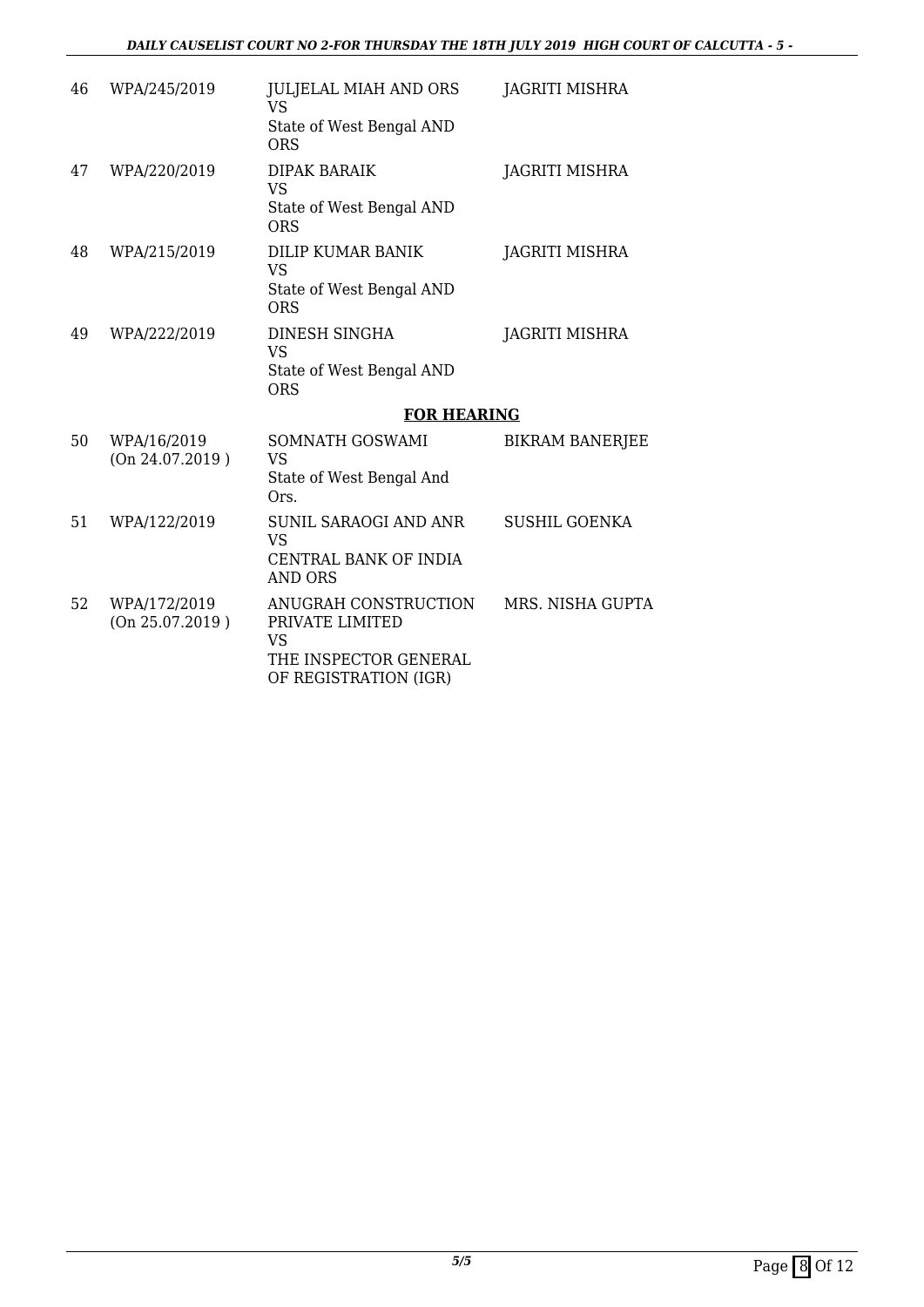| | | | |
|---|---|---|---|
| 46 | WPA/245/2019 | JULJELAL MIAH AND ORS<br>VS<br>State of West Bengal AND ORS | JAGRITI MISHRA |
| 47 | WPA/220/2019 | DIPAK BARAIK<br>VS<br>State of West Bengal AND ORS | JAGRITI MISHRA |
| 48 | WPA/215/2019 | DILIP KUMAR BANIK<br>VS<br>State of West Bengal AND ORS | JAGRITI MISHRA |
| 49 | WPA/222/2019 | DINESH SINGHA<br>VS<br>State of West Bengal AND ORS | JAGRITI MISHRA |

**FOR HEARING**

| | | | |
|---|---|---|---|
| 50 | WPA/16/2019<br>(On 24.07.2019 ) | SOMNATH GOSWAMI<br>VS<br>State of West Bengal And Ors. | BIKRAM BANERJEE |
| 51 | WPA/122/2019 | SUNIL SARAOGI AND ANR<br>VS<br>CENTRAL BANK OF INDIA AND ORS | SUSHIL GOENKA |
| 52 | WPA/172/2019<br>(On 25.07.2019 ) | ANUGRAH CONSTRUCTION PRIVATE LIMITED<br>VS<br>THE INSPECTOR GENERAL OF REGISTRATION (IGR) | MRS. NISHA GUPTA |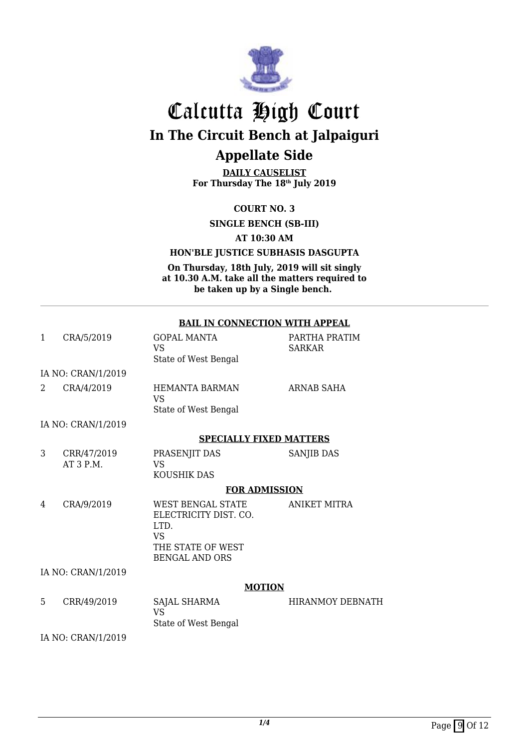# Calcutta High Court

## In The Circuit Bench at Jalpaiguri

## Appellate Side

**DAILY CAUSELIST**
**For Thursday The 18th July 2019**

**COURT NO. 3**

**SINGLE BENCH (SB-III)**

**AT 10:30 AM**

**HON'BLE JUSTICE SUBHASIS DASGUPTA**

**On Thursday, 18th July, 2019 will sit singly at 10.30 A.M. take all the matters required to be taken up by a Single bench.**

---

**BAIL IN CONNECTION WITH APPEAL**

| | | | |
|---|---|---|---|
| 1 | CRA/5/2019 | GOPAL MANTA<br>VS<br>State of West Bengal | PARTHA PRATIM SARKAR |
| IA NO: CRAN/1/2019 | | | |
| 2 | CRA/4/2019 | HEMANTA BARMAN<br>VS<br>State of West Bengal | ARNAB SAHA |
| IA NO: CRAN/1/2019 | | | |

**SPECIALLY FIXED MATTERS**

| | | | |
|---|---|---|---|
| 3 | CRR/47/2019<br>AT 3 P.M. | PRASENJIT DAS<br>VS<br>KOUSHIK DAS | SANJIB DAS |

**FOR ADMISSION**

| | | | |
|---|---|---|---|
| 4 | CRA/9/2019 | WEST BENGAL STATE ELECTRICITY DIST. CO. LTD.<br>VS<br>THE STATE OF WEST BENGAL AND ORS | ANIKET MITRA |
| IA NO: CRAN/1/2019 | | | |

**MOTION**

| | | | |
|---|---|---|---|
| 5 | CRR/49/2019 | SAJAL SHARMA<br>VS<br>State of West Bengal | HIRANMOY DEBNATH |
| IA NO: CRAN/1/2019 | | | |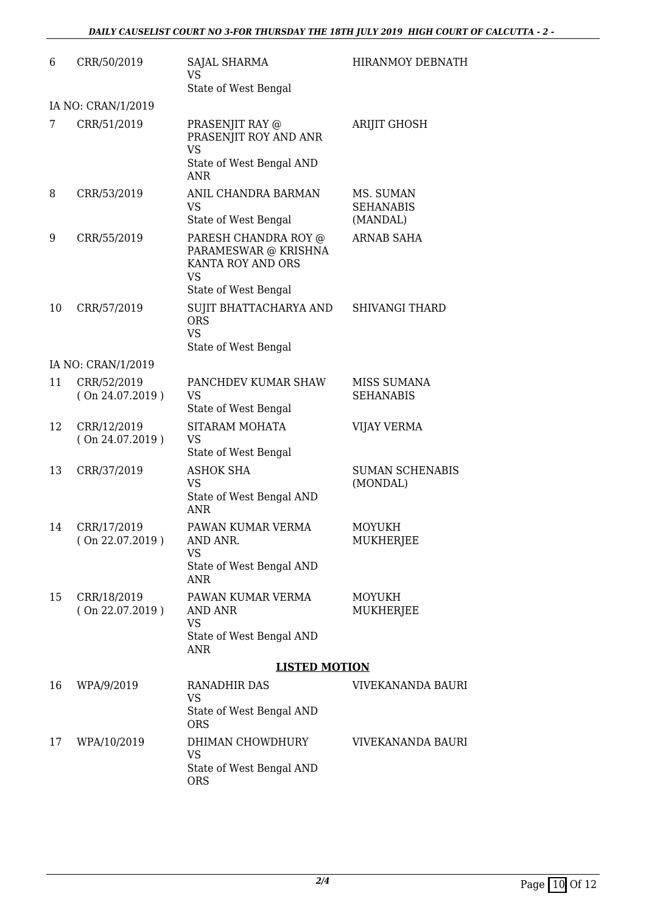| | | | |
|---|---|---|---|
| 6 | CRR/50/2019 | SAJAL SHARMA<br>VS<br>State of West Bengal | HIRANMOY DEBNATH |
| IA NO: CRAN/1/2019 | | | |
| 7 | CRR/51/2019 | PRASENJIT RAY @<br>PRASENJIT ROY AND ANR<br>VS<br>State of West Bengal AND<br>ANR | ARIJIT GHOSH |
| 8 | CRR/53/2019 | ANIL CHANDRA BARMAN<br>VS<br>State of West Bengal | MS. SUMAN<br>SEHANABIS<br>(MANDAL) |
| 9 | CRR/55/2019 | PARESH CHANDRA ROY @<br>PARAMESWAR @ KRISHNA<br>KANTA ROY AND ORS<br>VS<br>State of West Bengal | ARNAB SAHA |
| 10 | CRR/57/2019 | SUJIT BHATTACHARYA AND<br>ORS<br>VS<br>State of West Bengal | SHIVANGI THARD |
| IA NO: CRAN/1/2019 | | | |
| 11 | CRR/52/2019<br>( On 24.07.2019 ) | PANCHDEV KUMAR SHAW<br>VS<br>State of West Bengal | MISS SUMANA<br>SEHANABIS |
| 12 | CRR/12/2019<br>( On 24.07.2019 ) | SITARAM MOHATA<br>VS<br>State of West Bengal | VIJAY VERMA |
| 13 | CRR/37/2019 | ASHOK SHA<br>VS<br>State of West Bengal AND<br>ANR | SUMAN SCHENABIS<br>(MONDAL) |
| 14 | CRR/17/2019<br>( On 22.07.2019 ) | PAWAN KUMAR VERMA<br>AND ANR.<br>VS<br>State of West Bengal AND<br>ANR | MOYUKH<br>MUKHERJEE |
| 15 | CRR/18/2019<br>( On 22.07.2019 ) | PAWAN KUMAR VERMA<br>AND ANR<br>VS<br>State of West Bengal AND<br>ANR | MOYUKH<br>MUKHERJEE |

**LISTED MOTION**

| | | | |
|---|---|---|---|
| 16 | WPA/9/2019 | RANADHIR DAS<br>VS<br>State of West Bengal AND<br>ORS | VIVEKANANDA BAURI |
| 17 | WPA/10/2019 | DHIMAN CHOWDHURY<br>VS<br>State of West Bengal AND<br>ORS | VIVEKANANDA BAURI |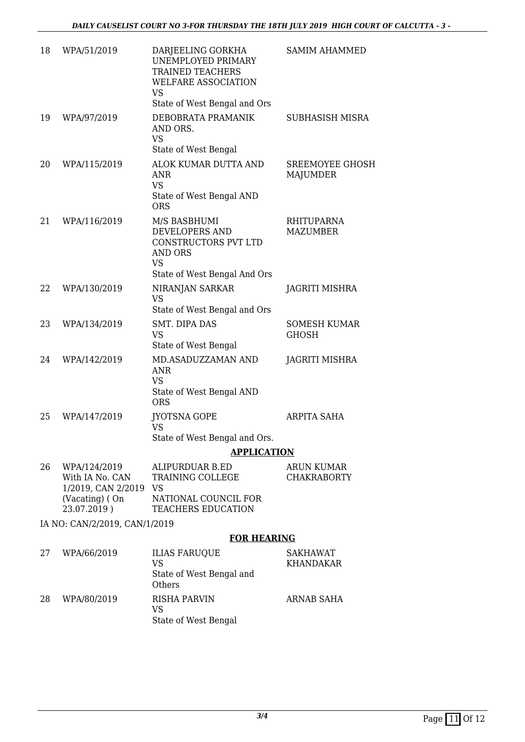| | | | |
|---|---|---|---|
| 18 | WPA/51/2019 | DARJEELING GORKHA UNEMPLOYED PRIMARY TRAINED TEACHERS WELFARE ASSOCIATION<br>VS<br>State of West Bengal and Ors | SAMIM AHAMMED |
| 19 | WPA/97/2019 | DEBOBRATA PRAMANIK AND ORS.<br>VS<br>State of West Bengal | SUBHASISH MISRA |
| 20 | WPA/115/2019 | ALOK KUMAR DUTTA AND ANR<br>VS<br>State of West Bengal AND ORS | SREEMOYEE GHOSH MAJUMDER |
| 21 | WPA/116/2019 | M/S BASBHUMI DEVELOPERS AND CONSTRUCTORS PVT LTD AND ORS<br>VS<br>State of West Bengal And Ors | RHITUPARNA MAZUMBER |
| 22 | WPA/130/2019 | NIRANJAN SARKAR<br>VS<br>State of West Bengal and Ors | JAGRITI MISHRA |
| 23 | WPA/134/2019 | SMT. DIPA DAS<br>VS<br>State of West Bengal | SOMESH KUMAR GHOSH |
| 24 | WPA/142/2019 | MD.ASADUZZAMAN AND ANR<br>VS<br>State of West Bengal AND ORS | JAGRITI MISHRA |
| 25 | WPA/147/2019 | JYOTSNA GOPE<br>VS<br>State of West Bengal and Ors. | ARPITA SAHA |

**APPLICATION**

| | | | |
|---|---|---|---|
| 26 | WPA/124/2019 With IA No. CAN 1/2019, CAN 2/2019 (Vacating) ( On 23.07.2019 ) | ALIPURDUAR B.ED TRAINING COLLEGE<br>VS<br>NATIONAL COUNCIL FOR TEACHERS EDUCATION | ARUN KUMAR CHAKRABORTY |

IA NO: CAN/2/2019, CAN/1/2019

**FOR HEARING**

| | | | |
|---|---|---|---|
| 27 | WPA/66/2019 | ILIAS FARUQUE<br>VS<br>State of West Bengal and Others | SAKHAWAT KHANDAKAR |
| 28 | WPA/80/2019 | RISHA PARVIN<br>VS<br>State of West Bengal | ARNAB SAHA |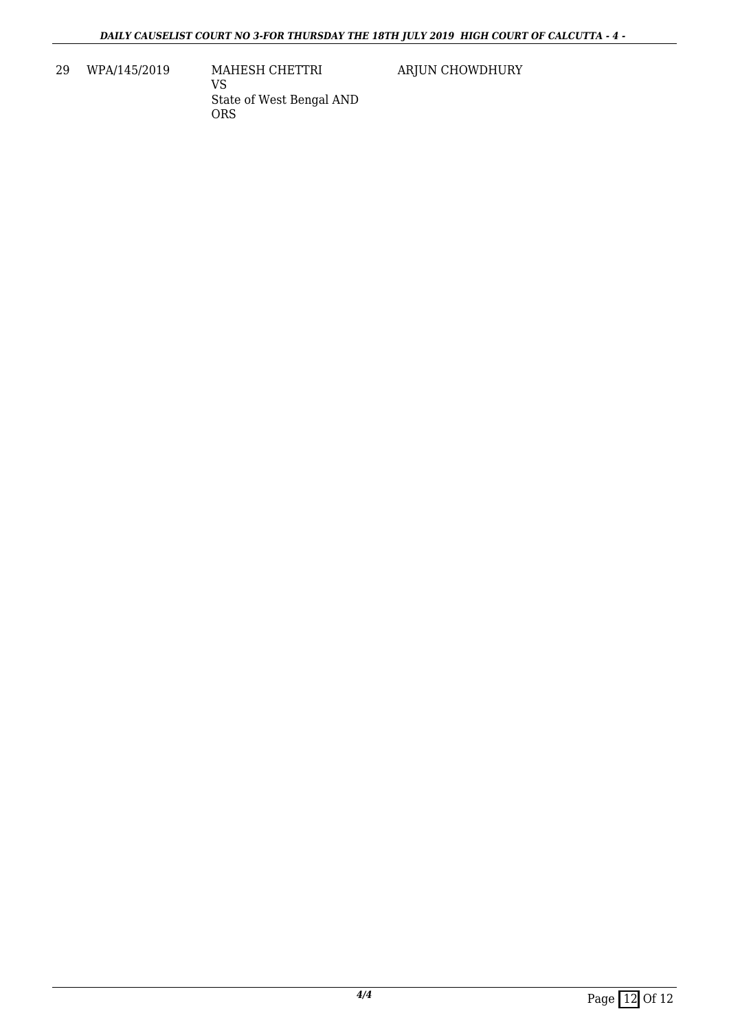| | | | |
|---|---|---|---|
| 29 | WPA/145/2019 | MAHESH CHETTRI<br>VS<br>State of West Bengal AND ORS | ARJUN CHOWDHURY |